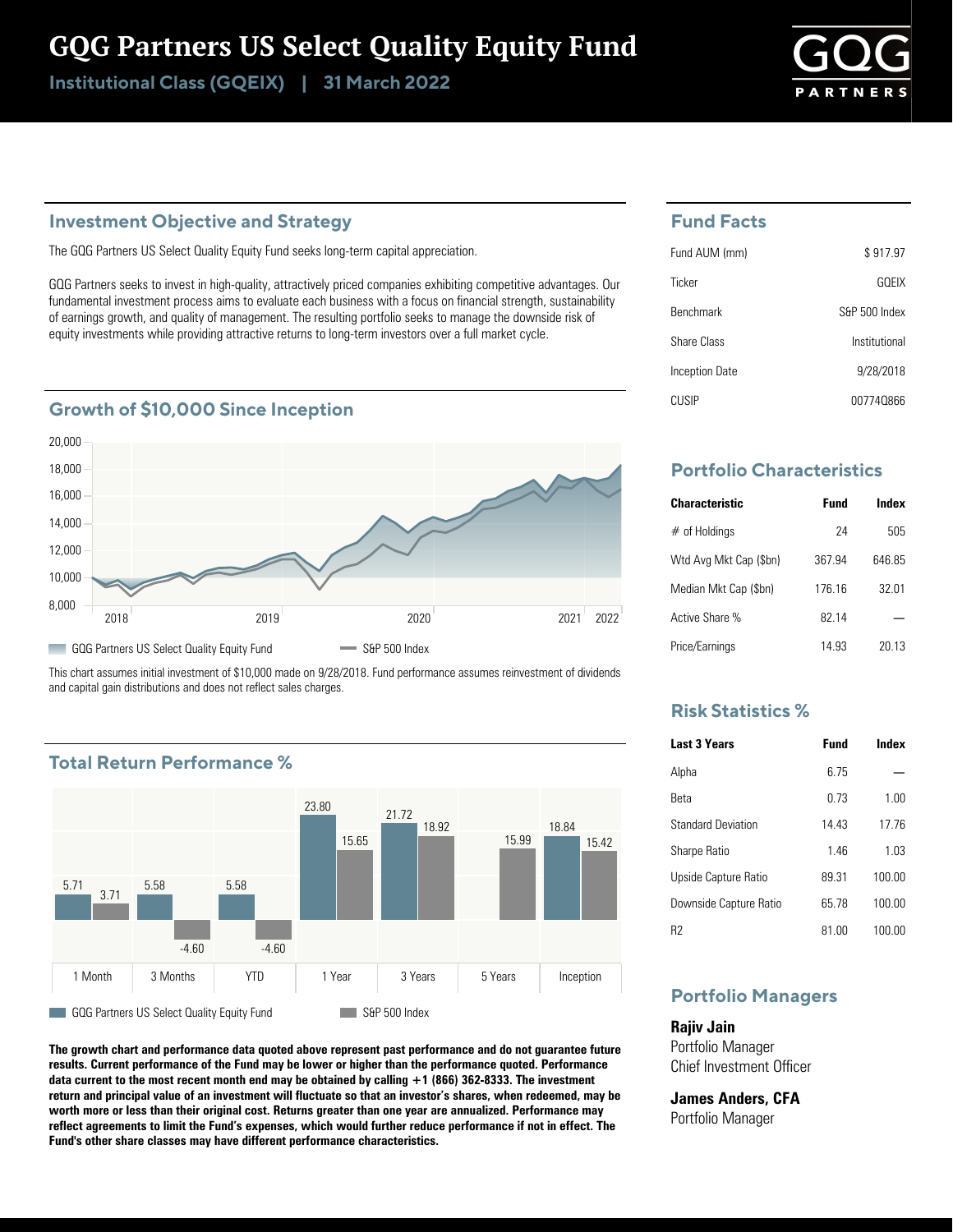# GQG Partners US Select Quality Equity Fund

**Institutional Class (GQEIX) | 31 March 2022**

## Investment Objective and Strategy

The GQG Partners US Select Quality Equity Fund seeks long-term capital appreciation.

GQG Partners seeks to invest in high-quality, attractively priced companies exhibiting competitive advantages. Our fundamental investment process aims to evaluate each business with a focus on financial strength, sustainability of earnings growth, and quality of management. The resulting portfolio seeks to manage the downside risk of equity investments while providing attractive returns to long-term investors over a full market cycle.

## Growth of $10,000 Since Inception

GQG Partners US Select Quality Equity Fund | S&P 500 Index

This chart assumes initial investment of $10,000 made on 9/28/2018. Fund performance assumes reinvestment of dividends and capital gain distributions and does not reflect sales charges.

## Total Return Performance %

| | 1 Month | 3 Months | YTD | 1 Year | 3 Years | 5 Years | Inception |
|---|---|---|---|---|---|---|---|
| GQG Partners US Select Quality Equity Fund | 5.71 | 5.58 | 5.58 | 23.80 | 21.72 | | 18.84 |
| S&P 500 Index | 3.71 | -4.60 | -4.60 | 15.65 | 18.92 | 15.99 | 15.42 |

**The growth chart and performance data quoted above represent past performance and do not guarantee future results. Current performance of the Fund may be lower or higher than the performance quoted. Performance data current to the most recent month end may be obtained by calling +1 (866) 362-8333. The investment return and principal value of an investment will fluctuate so that an investor's shares, when redeemed, may be worth more or less than their original cost. Returns greater than one year are annualized. Performance may reflect agreements to limit the Fund's expenses, which would further reduce performance if not in effect. The Fund's other share classes may have different performance characteristics.**

## Fund Facts

| | |
|---|---|
| Fund AUM (mm) | $ 917.97 |
| Ticker | GQEIX |
| Benchmark | S&P 500 Index |
| Share Class | Institutional |
| Inception Date | 9/28/2018 |
| CUSIP | 00774Q866 |

## Portfolio Characteristics

| Characteristic | Fund | Index |
|---|---|---|
| # of Holdings | 24 | 505 |
| Wtd Avg Mkt Cap ($bn) | 367.94 | 646.85 |
| Median Mkt Cap ($bn) | 176.16 | 32.01 |
| Active Share % | 82.14 | — |
| Price/Earnings | 14.93 | 20.13 |

## Risk Statistics %

| Last 3 Years | Fund | Index |
|---|---|---|
| Alpha | 6.75 | — |
| Beta | 0.73 | 1.00 |
| Standard Deviation | 14.43 | 17.76 |
| Sharpe Ratio | 1.46 | 1.03 |
| Upside Capture Ratio | 89.31 | 100.00 |
| Downside Capture Ratio | 65.78 | 100.00 |
| R2 | 81.00 | 100.00 |

## Portfolio Managers

**Rajiv Jain**
Portfolio Manager
Chief Investment Officer

**James Anders, CFA**
Portfolio Manager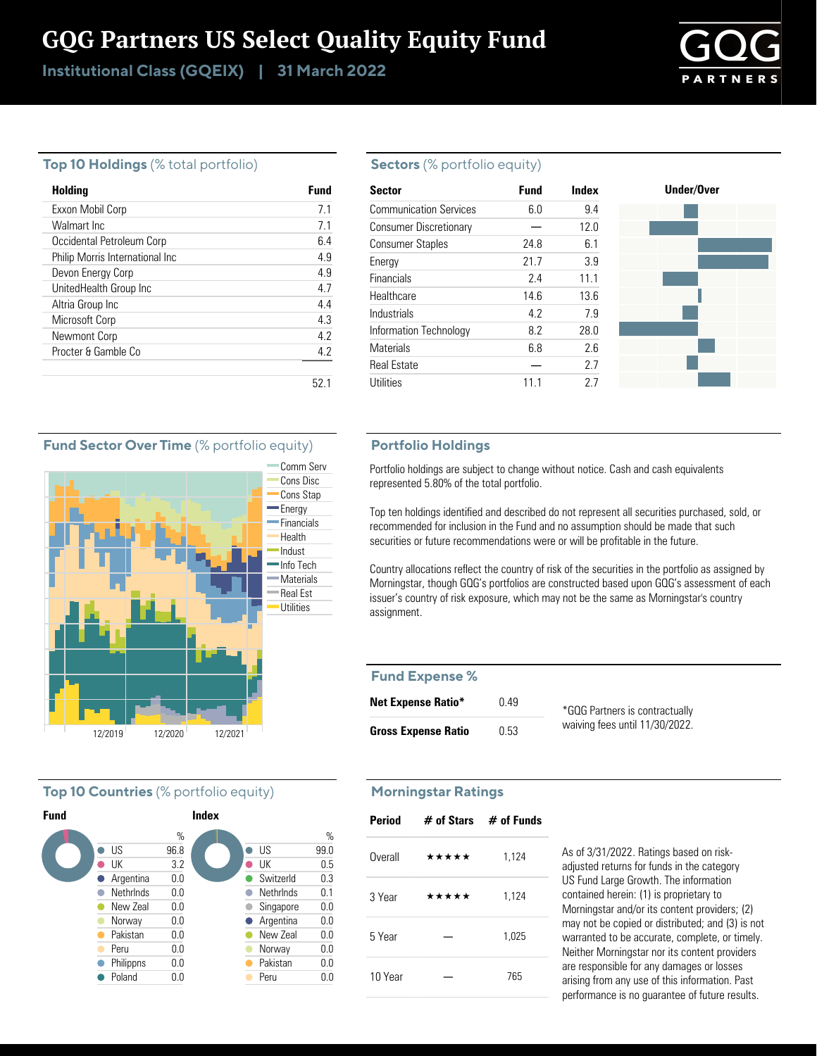# GQG Partners US Select Quality Equity Fund

**Institutional Class (GQEIX) | 31 March 2022**

## Top 10 Holdings (% total portfolio)

| Holding | Fund |
|---|---|
| Exxon Mobil Corp | 7.1 |
| Walmart Inc | 7.1 |
| Occidental Petroleum Corp | 6.4 |
| Philip Morris International Inc | 4.9 |
| Devon Energy Corp | 4.9 |
| UnitedHealth Group Inc | 4.7 |
| Altria Group Inc | 4.4 |
| Microsoft Corp | 4.3 |
| Newmont Corp | 4.2 |
| Procter & Gamble Co | 4.2 |
| | 52.1 |

## Sectors (% portfolio equity)

| Sector | Fund | Index |
|---|---|---|
| Communication Services | 6.0 | 9.4 |
| Consumer Discretionary | — | 12.0 |
| Consumer Staples | 24.8 | 6.1 |
| Energy | 21.7 | 3.9 |
| Financials | 2.4 | 11.1 |
| Healthcare | 14.6 | 13.6 |
| Industrials | 4.2 | 7.9 |
| Information Technology | 8.2 | 28.0 |
| Materials | 6.8 | 2.6 |
| Real Estate | — | 2.7 |
| Utilities | 11.1 | 2.7 |

## Fund Sector Over Time (% portfolio equity)

Comm Serv, Cons Disc, Cons Stap, Energy, Financials, Health, Indust, Info Tech, Materials, Real Est, Utilities

12/2019 12/2020 12/2021

## Portfolio Holdings

Portfolio holdings are subject to change without notice. Cash and cash equivalents represented 5.80% of the total portfolio.

Top ten holdings identified and described do not represent all securities purchased, sold, or recommended for inclusion in the Fund and no assumption should be made that such securities or future recommendations were or will be profitable in the future.

Country allocations reflect the country of risk of the securities in the portfolio as assigned by Morningstar, though GQG's portfolios are constructed based upon GQG's assessment of each issuer's country of risk exposure, which may not be the same as Morningstar's country assignment.

## Fund Expense %

| | |
|---|---|
| **Net Expense Ratio*** | 0.49 |
| **Gross Expense Ratio** | 0.53 |

*GQG Partners is contractually waiving fees until 11/30/2022.

## Top 10 Countries (% portfolio equity)

**Fund**

| | % |
|---|---|
| US | 96.8 |
| UK | 3.2 |
| Argentina | 0.0 |
| Nethrlnds | 0.0 |
| New Zeal | 0.0 |
| Norway | 0.0 |
| Pakistan | 0.0 |
| Peru | 0.0 |
| Philippns | 0.0 |
| Poland | 0.0 |

**Index**

| | % |
|---|---|
| US | 99.0 |
| UK | 0.5 |
| Switzerld | 0.3 |
| Nethrlnds | 0.1 |
| Singapore | 0.0 |
| Argentina | 0.0 |
| New Zeal | 0.0 |
| Norway | 0.0 |
| Pakistan | 0.0 |
| Peru | 0.0 |

## Morningstar Ratings

| Period | # of Stars | # of Funds |
|---|---|---|
| Overall | ★★★★★ | 1,124 |
| 3 Year | ★★★★★ | 1,124 |
| 5 Year | — | 1,025 |
| 10 Year | — | 765 |

As of 3/31/2022. Ratings based on risk-adjusted returns for funds in the category US Fund Large Growth. The information contained herein: (1) is proprietary to Morningstar and/or its content providers; (2) may not be copied or distributed; and (3) is not warranted to be accurate, complete, or timely. Neither Morningstar nor its content providers are responsible for any damages or losses arising from any use of this information. Past performance is no guarantee of future results.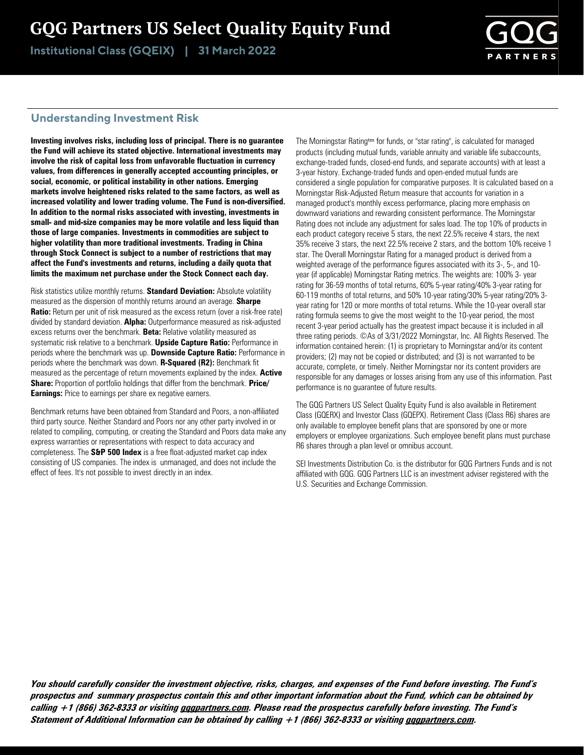# GQG Partners US Select Quality Equity Fund

**Institutional Class (GQEIX) | 31 March 2022**

GQG PARTNERS

## Understanding Investment Risk

**Investing involves risks, including loss of principal. There is no guarantee the Fund will achieve its stated objective. International investments may involve the risk of capital loss from unfavorable fluctuation in currency values, from differences in generally accepted accounting principles, or social, economic, or political instability in other nations. Emerging markets involve heightened risks related to the same factors, as well as increased volatility and lower trading volume. The Fund is non-diversified. In addition to the normal risks associated with investing, investments in small- and mid-size companies may be more volatile and less liquid than those of large companies. Investments in commodities are subject to higher volatility than more traditional investments. Trading in China through Stock Connect is subject to a number of restrictions that may affect the Fund's investments and returns, including a daily quota that limits the maximum net purchase under the Stock Connect each day.**

Risk statistics utilize monthly returns. **Standard Deviation:** Absolute volatility measured as the dispersion of monthly returns around an average. **Sharpe Ratio:** Return per unit of risk measured as the excess return (over a risk-free rate) divided by standard deviation. **Alpha:** Outperformance measured as risk-adjusted excess returns over the benchmark. **Beta:** Relative volatility measured as systematic risk relative to a benchmark. **Upside Capture Ratio:** Performance in periods where the benchmark was up. **Downside Capture Ratio:** Performance in periods where the benchmark was down. **R-Squared (R2):** Benchmark fit measured as the percentage of return movements explained by the index. **Active Share:** Proportion of portfolio holdings that differ from the benchmark. **Price/ Earnings:** Price to earnings per share ex negative earners.

Benchmark returns have been obtained from Standard and Poors, a non-affiliated third party source. Neither Standard and Poors nor any other party involved in or related to compiling, computing, or creating the Standard and Poors data make any express warranties or representations with respect to data accuracy and completeness. The **S&P 500 Index** is a free float-adjusted market cap index consisting of US companies. The index is unmanaged, and does not include the effect of fees. It's not possible to invest directly in an index.

The Morningstar Rating™ for funds, or "star rating", is calculated for managed products (including mutual funds, variable annuity and variable life subaccounts, exchange-traded funds, closed-end funds, and separate accounts) with at least a 3-year history. Exchange-traded funds and open-ended mutual funds are considered a single population for comparative purposes. It is calculated based on a Morningstar Risk-Adjusted Return measure that accounts for variation in a managed product's monthly excess performance, placing more emphasis on downward variations and rewarding consistent performance. The Morningstar Rating does not include any adjustment for sales load. The top 10% of products in each product category receive 5 stars, the next 22.5% receive 4 stars, the next 35% receive 3 stars, the next 22.5% receive 2 stars, and the bottom 10% receive 1 star. The Overall Morningstar Rating for a managed product is derived from a weighted average of the performance figures associated with its 3-, 5-, and 10-year (if applicable) Morningstar Rating metrics. The weights are: 100% 3- year rating for 36-59 months of total returns, 60% 5-year rating/40% 3-year rating for 60-119 months of total returns, and 50% 10-year rating/30% 5-year rating/20% 3-year rating for 120 or more months of total returns. While the 10-year overall star rating formula seems to give the most weight to the 10-year period, the most recent 3-year period actually has the greatest impact because it is included in all three rating periods. ©As of 3/31/2022 Morningstar, Inc. All Rights Reserved. The information contained herein: (1) is proprietary to Morningstar and/or its content providers; (2) may not be copied or distributed; and (3) is not warranted to be accurate, complete, or timely. Neither Morningstar nor its content providers are responsible for any damages or losses arising from any use of this information. Past performance is no guarantee of future results.

The GQG Partners US Select Quality Equity Fund is also available in Retirement Class (GQERX) and Investor Class (GQEPX). Retirement Class (Class R6) shares are only available to employee benefit plans that are sponsored by one or more employers or employee organizations. Such employee benefit plans must purchase R6 shares through a plan level or omnibus account.

SEI Investments Distribution Co. is the distributor for GQG Partners Funds and is not affiliated with GQG. GQG Partners LLC is an investment adviser registered with the U.S. Securities and Exchange Commission.

***You should carefully consider the investment objective, risks, charges, and expenses of the Fund before investing. The Fund's prospectus and summary prospectus contain this and other important information about the Fund, which can be obtained by calling +1 (866) 362-8333 or visiting gqgpartners.com. Please read the prospectus carefully before investing. The Fund's Statement of Additional Information can be obtained by calling +1 (866) 362-8333 or visiting gqgpartners.com.***